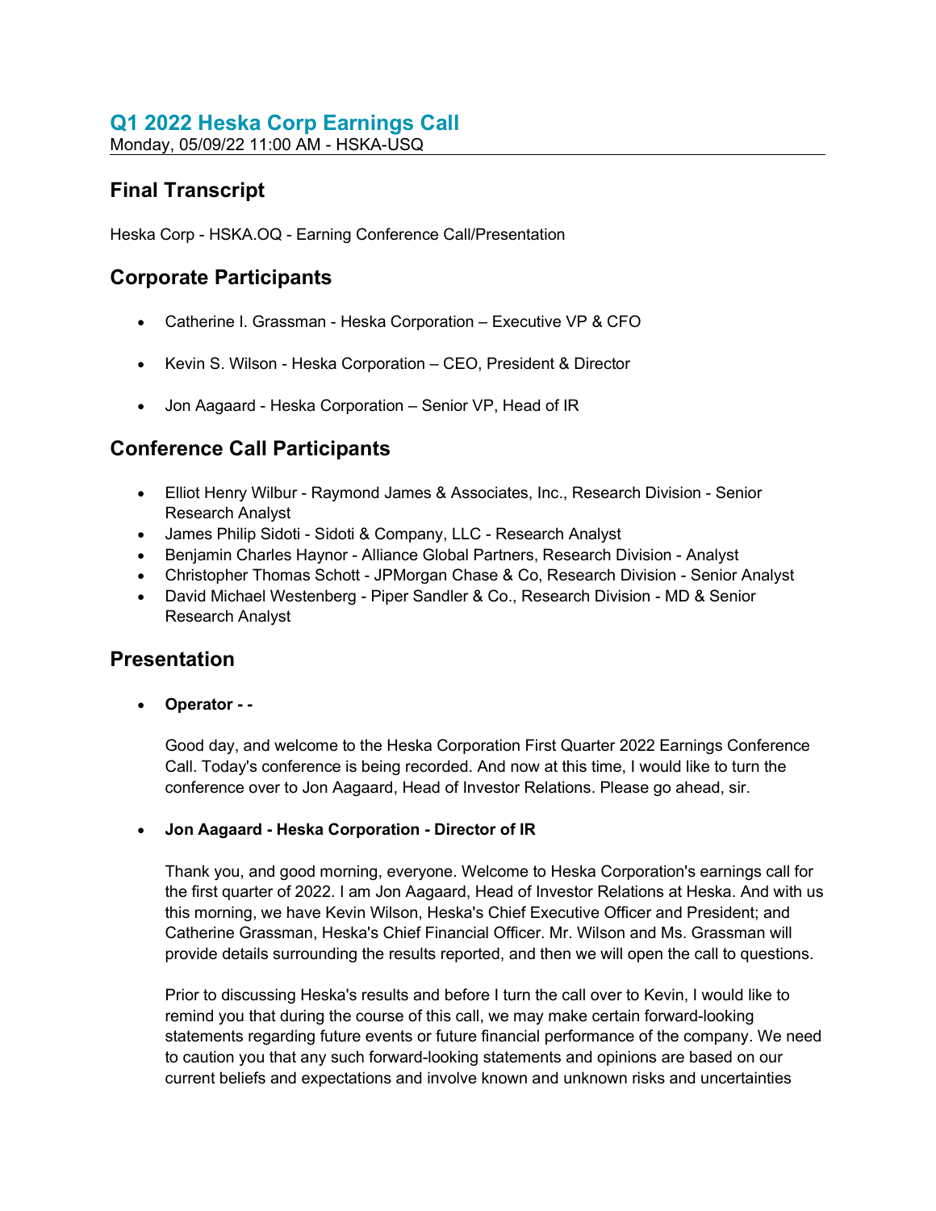# Q1 2022 Heska Corp Earnings Call

Monday, 05/09/22 11:00 AM - HSKA-USQ

## Final Transcript

Heska Corp - HSKA.OQ - Earning Conference Call/Presentation

## Corporate Participants

- Catherine I. Grassman - Heska Corporation – Executive VP & CFO
- Kevin S. Wilson - Heska Corporation – CEO, President & Director
- Jon Aagaard - Heska Corporation – Senior VP, Head of IR

## Conference Call Participants

- Elliot Henry Wilbur - Raymond James & Associates, Inc., Research Division - Senior Research Analyst
- James Philip Sidoti - Sidoti & Company, LLC - Research Analyst
- Benjamin Charles Haynor - Alliance Global Partners, Research Division - Analyst
- Christopher Thomas Schott - JPMorgan Chase & Co, Research Division - Senior Analyst
- David Michael Westenberg - Piper Sandler & Co., Research Division - MD & Senior Research Analyst

## Presentation

- **Operator - -**

  Good day, and welcome to the Heska Corporation First Quarter 2022 Earnings Conference Call. Today's conference is being recorded. And now at this time, I would like to turn the conference over to Jon Aagaard, Head of Investor Relations. Please go ahead, sir.

- **Jon Aagaard - Heska Corporation - Director of IR**

  Thank you, and good morning, everyone. Welcome to Heska Corporation's earnings call for the first quarter of 2022. I am Jon Aagaard, Head of Investor Relations at Heska. And with us this morning, we have Kevin Wilson, Heska's Chief Executive Officer and President; and Catherine Grassman, Heska's Chief Financial Officer. Mr. Wilson and Ms. Grassman will provide details surrounding the results reported, and then we will open the call to questions.

  Prior to discussing Heska's results and before I turn the call over to Kevin, I would like to remind you that during the course of this call, we may make certain forward-looking statements regarding future events or future financial performance of the company. We need to caution you that any such forward-looking statements and opinions are based on our current beliefs and expectations and involve known and unknown risks and uncertainties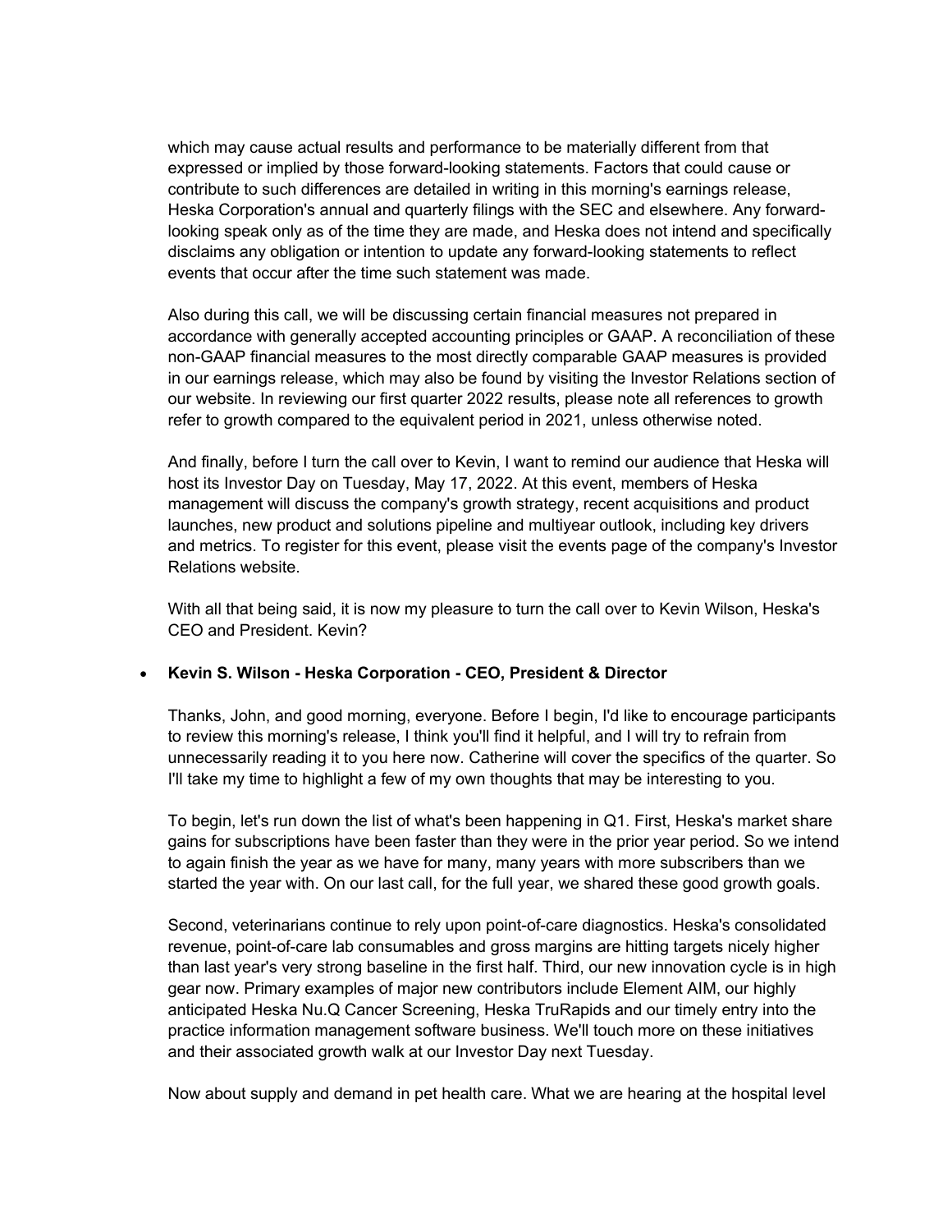which may cause actual results and performance to be materially different from that expressed or implied by those forward-looking statements. Factors that could cause or contribute to such differences are detailed in writing in this morning's earnings release, Heska Corporation's annual and quarterly filings with the SEC and elsewhere. Any forward-looking speak only as of the time they are made, and Heska does not intend and specifically disclaims any obligation or intention to update any forward-looking statements to reflect events that occur after the time such statement was made.

Also during this call, we will be discussing certain financial measures not prepared in accordance with generally accepted accounting principles or GAAP. A reconciliation of these non-GAAP financial measures to the most directly comparable GAAP measures is provided in our earnings release, which may also be found by visiting the Investor Relations section of our website. In reviewing our first quarter 2022 results, please note all references to growth refer to growth compared to the equivalent period in 2021, unless otherwise noted.

And finally, before I turn the call over to Kevin, I want to remind our audience that Heska will host its Investor Day on Tuesday, May 17, 2022. At this event, members of Heska management will discuss the company's growth strategy, recent acquisitions and product launches, new product and solutions pipeline and multiyear outlook, including key drivers and metrics. To register for this event, please visit the events page of the company's Investor Relations website.

With all that being said, it is now my pleasure to turn the call over to Kevin Wilson, Heska's CEO and President. Kevin?

- **Kevin S. Wilson - Heska Corporation - CEO, President & Director**

  Thanks, John, and good morning, everyone. Before I begin, I'd like to encourage participants to review this morning's release, I think you'll find it helpful, and I will try to refrain from unnecessarily reading it to you here now. Catherine will cover the specifics of the quarter. So I'll take my time to highlight a few of my own thoughts that may be interesting to you.

  To begin, let's run down the list of what's been happening in Q1. First, Heska's market share gains for subscriptions have been faster than they were in the prior year period. So we intend to again finish the year as we have for many, many years with more subscribers than we started the year with. On our last call, for the full year, we shared these good growth goals.

  Second, veterinarians continue to rely upon point-of-care diagnostics. Heska's consolidated revenue, point-of-care lab consumables and gross margins are hitting targets nicely higher than last year's very strong baseline in the first half. Third, our new innovation cycle is in high gear now. Primary examples of major new contributors include Element AIM, our highly anticipated Heska Nu.Q Cancer Screening, Heska TruRapids and our timely entry into the practice information management software business. We'll touch more on these initiatives and their associated growth walk at our Investor Day next Tuesday.

  Now about supply and demand in pet health care. What we are hearing at the hospital level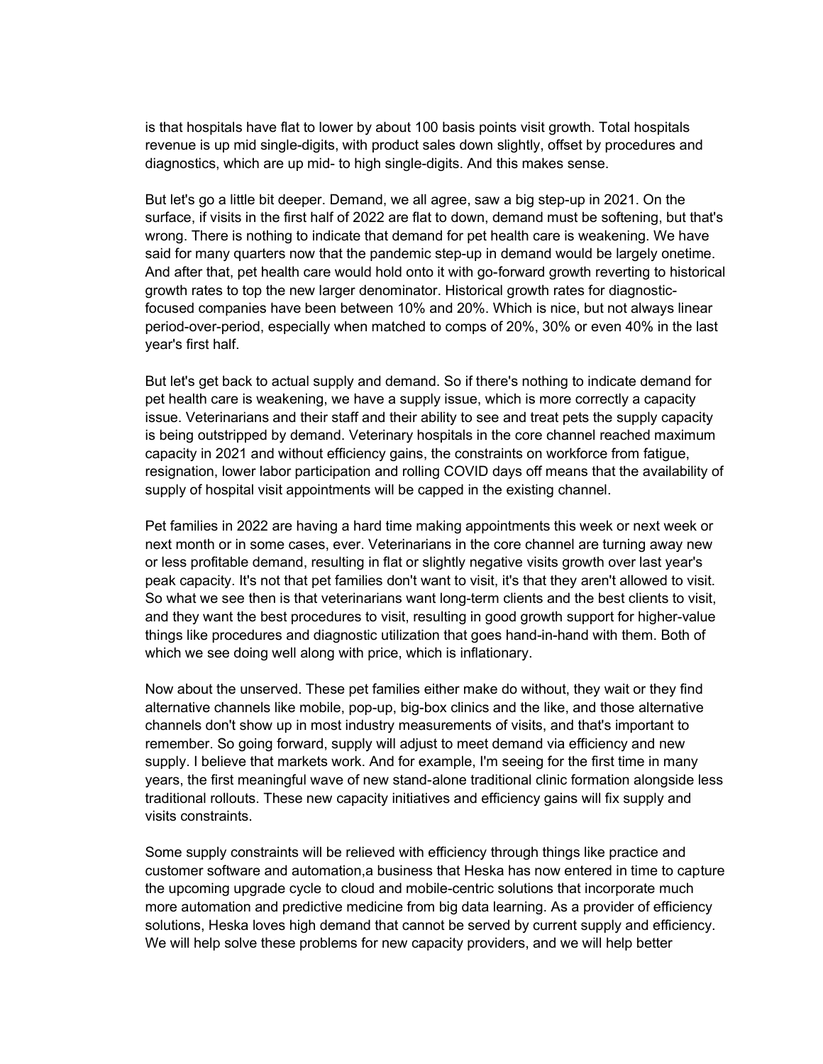is that hospitals have flat to lower by about 100 basis points visit growth. Total hospitals revenue is up mid single-digits, with product sales down slightly, offset by procedures and diagnostics, which are up mid- to high single-digits. And this makes sense.

But let's go a little bit deeper. Demand, we all agree, saw a big step-up in 2021. On the surface, if visits in the first half of 2022 are flat to down, demand must be softening, but that's wrong. There is nothing to indicate that demand for pet health care is weakening. We have said for many quarters now that the pandemic step-up in demand would be largely onetime. And after that, pet health care would hold onto it with go-forward growth reverting to historical growth rates to top the new larger denominator. Historical growth rates for diagnostic-focused companies have been between 10% and 20%. Which is nice, but not always linear period-over-period, especially when matched to comps of 20%, 30% or even 40% in the last year's first half.

But let's get back to actual supply and demand. So if there's nothing to indicate demand for pet health care is weakening, we have a supply issue, which is more correctly a capacity issue. Veterinarians and their staff and their ability to see and treat pets the supply capacity is being outstripped by demand. Veterinary hospitals in the core channel reached maximum capacity in 2021 and without efficiency gains, the constraints on workforce from fatigue, resignation, lower labor participation and rolling COVID days off means that the availability of supply of hospital visit appointments will be capped in the existing channel.

Pet families in 2022 are having a hard time making appointments this week or next week or next month or in some cases, ever. Veterinarians in the core channel are turning away new or less profitable demand, resulting in flat or slightly negative visits growth over last year's peak capacity. It's not that pet families don't want to visit, it's that they aren't allowed to visit. So what we see then is that veterinarians want long-term clients and the best clients to visit, and they want the best procedures to visit, resulting in good growth support for higher-value things like procedures and diagnostic utilization that goes hand-in-hand with them. Both of which we see doing well along with price, which is inflationary.

Now about the unserved. These pet families either make do without, they wait or they find alternative channels like mobile, pop-up, big-box clinics and the like, and those alternative channels don't show up in most industry measurements of visits, and that's important to remember. So going forward, supply will adjust to meet demand via efficiency and new supply. I believe that markets work. And for example, I'm seeing for the first time in many years, the first meaningful wave of new stand-alone traditional clinic formation alongside less traditional rollouts. These new capacity initiatives and efficiency gains will fix supply and visits constraints.

Some supply constraints will be relieved with efficiency through things like practice and customer software and automation,a business that Heska has now entered in time to capture the upcoming upgrade cycle to cloud and mobile-centric solutions that incorporate much more automation and predictive medicine from big data learning. As a provider of efficiency solutions, Heska loves high demand that cannot be served by current supply and efficiency. We will help solve these problems for new capacity providers, and we will help better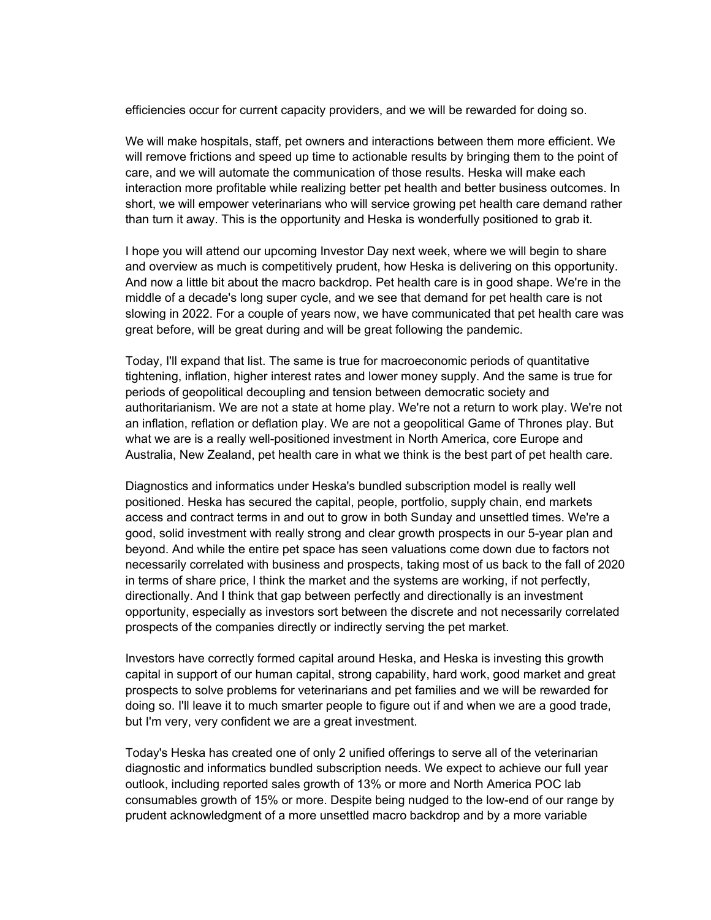efficiencies occur for current capacity providers, and we will be rewarded for doing so.

We will make hospitals, staff, pet owners and interactions between them more efficient. We will remove frictions and speed up time to actionable results by bringing them to the point of care, and we will automate the communication of those results. Heska will make each interaction more profitable while realizing better pet health and better business outcomes. In short, we will empower veterinarians who will service growing pet health care demand rather than turn it away. This is the opportunity and Heska is wonderfully positioned to grab it.

I hope you will attend our upcoming Investor Day next week, where we will begin to share and overview as much is competitively prudent, how Heska is delivering on this opportunity. And now a little bit about the macro backdrop. Pet health care is in good shape. We're in the middle of a decade's long super cycle, and we see that demand for pet health care is not slowing in 2022. For a couple of years now, we have communicated that pet health care was great before, will be great during and will be great following the pandemic.

Today, I'll expand that list. The same is true for macroeconomic periods of quantitative tightening, inflation, higher interest rates and lower money supply. And the same is true for periods of geopolitical decoupling and tension between democratic society and authoritarianism. We are not a state at home play. We're not a return to work play. We're not an inflation, reflation or deflation play. We are not a geopolitical Game of Thrones play. But what we are is a really well-positioned investment in North America, core Europe and Australia, New Zealand, pet health care in what we think is the best part of pet health care.

Diagnostics and informatics under Heska's bundled subscription model is really well positioned. Heska has secured the capital, people, portfolio, supply chain, end markets access and contract terms in and out to grow in both Sunday and unsettled times. We're a good, solid investment with really strong and clear growth prospects in our 5-year plan and beyond. And while the entire pet space has seen valuations come down due to factors not necessarily correlated with business and prospects, taking most of us back to the fall of 2020 in terms of share price, I think the market and the systems are working, if not perfectly, directionally. And I think that gap between perfectly and directionally is an investment opportunity, especially as investors sort between the discrete and not necessarily correlated prospects of the companies directly or indirectly serving the pet market.

Investors have correctly formed capital around Heska, and Heska is investing this growth capital in support of our human capital, strong capability, hard work, good market and great prospects to solve problems for veterinarians and pet families and we will be rewarded for doing so. I'll leave it to much smarter people to figure out if and when we are a good trade, but I'm very, very confident we are a great investment.

Today's Heska has created one of only 2 unified offerings to serve all of the veterinarian diagnostic and informatics bundled subscription needs. We expect to achieve our full year outlook, including reported sales growth of 13% or more and North America POC lab consumables growth of 15% or more. Despite being nudged to the low-end of our range by prudent acknowledgment of a more unsettled macro backdrop and by a more variable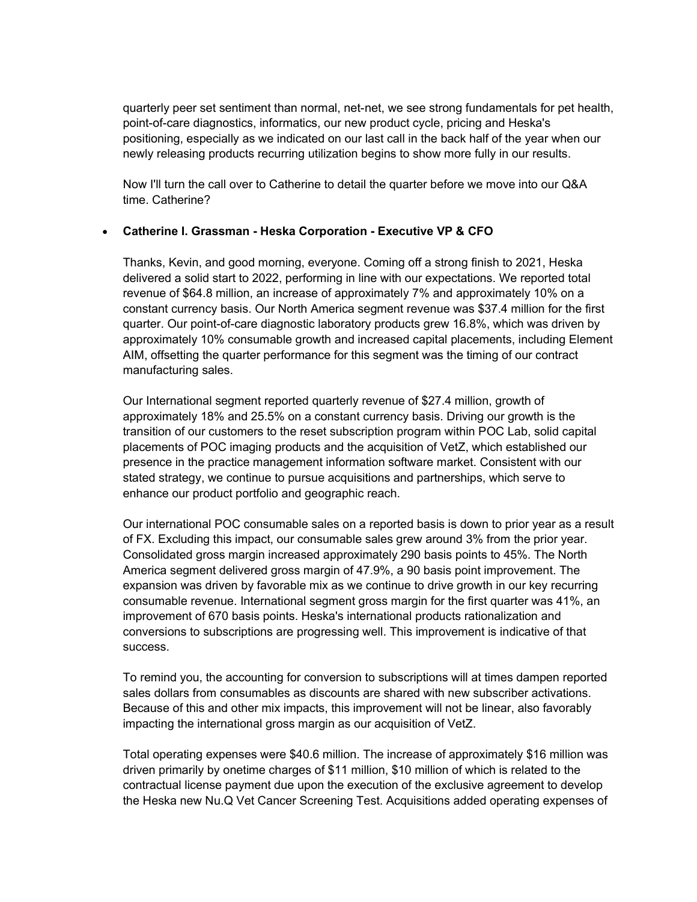quarterly peer set sentiment than normal, net-net, we see strong fundamentals for pet health, point-of-care diagnostics, informatics, our new product cycle, pricing and Heska's positioning, especially as we indicated on our last call in the back half of the year when our newly releasing products recurring utilization begins to show more fully in our results.

Now I'll turn the call over to Catherine to detail the quarter before we move into our Q&A time. Catherine?

- **Catherine I. Grassman - Heska Corporation - Executive VP & CFO**

  Thanks, Kevin, and good morning, everyone. Coming off a strong finish to 2021, Heska delivered a solid start to 2022, performing in line with our expectations. We reported total revenue of $64.8 million, an increase of approximately 7% and approximately 10% on a constant currency basis. Our North America segment revenue was $37.4 million for the first quarter. Our point-of-care diagnostic laboratory products grew 16.8%, which was driven by approximately 10% consumable growth and increased capital placements, including Element AIM, offsetting the quarter performance for this segment was the timing of our contract manufacturing sales.

  Our International segment reported quarterly revenue of $27.4 million, growth of approximately 18% and 25.5% on a constant currency basis. Driving our growth is the transition of our customers to the reset subscription program within POC Lab, solid capital placements of POC imaging products and the acquisition of VetZ, which established our presence in the practice management information software market. Consistent with our stated strategy, we continue to pursue acquisitions and partnerships, which serve to enhance our product portfolio and geographic reach.

  Our international POC consumable sales on a reported basis is down to prior year as a result of FX. Excluding this impact, our consumable sales grew around 3% from the prior year. Consolidated gross margin increased approximately 290 basis points to 45%. The North America segment delivered gross margin of 47.9%, a 90 basis point improvement. The expansion was driven by favorable mix as we continue to drive growth in our key recurring consumable revenue. International segment gross margin for the first quarter was 41%, an improvement of 670 basis points. Heska's international products rationalization and conversions to subscriptions are progressing well. This improvement is indicative of that success.

  To remind you, the accounting for conversion to subscriptions will at times dampen reported sales dollars from consumables as discounts are shared with new subscriber activations. Because of this and other mix impacts, this improvement will not be linear, also favorably impacting the international gross margin as our acquisition of VetZ.

  Total operating expenses were $40.6 million. The increase of approximately $16 million was driven primarily by onetime charges of $11 million, $10 million of which is related to the contractual license payment due upon the execution of the exclusive agreement to develop the Heska new Nu.Q Vet Cancer Screening Test. Acquisitions added operating expenses of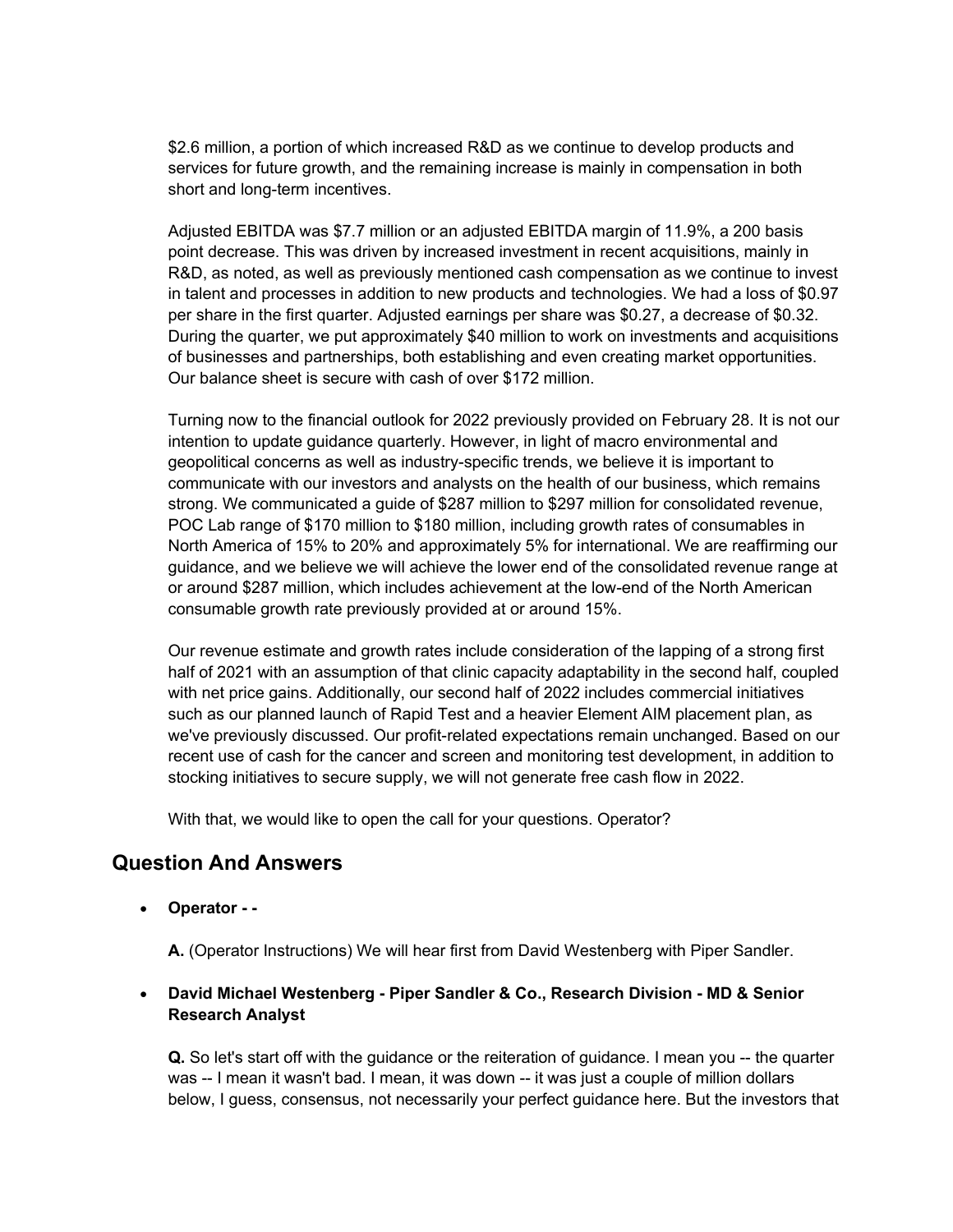$2.6 million, a portion of which increased R&D as we continue to develop products and services for future growth, and the remaining increase is mainly in compensation in both short and long-term incentives.

Adjusted EBITDA was $7.7 million or an adjusted EBITDA margin of 11.9%, a 200 basis point decrease. This was driven by increased investment in recent acquisitions, mainly in R&D, as noted, as well as previously mentioned cash compensation as we continue to invest in talent and processes in addition to new products and technologies. We had a loss of $0.97 per share in the first quarter. Adjusted earnings per share was $0.27, a decrease of $0.32. During the quarter, we put approximately $40 million to work on investments and acquisitions of businesses and partnerships, both establishing and even creating market opportunities. Our balance sheet is secure with cash of over $172 million.

Turning now to the financial outlook for 2022 previously provided on February 28. It is not our intention to update guidance quarterly. However, in light of macro environmental and geopolitical concerns as well as industry-specific trends, we believe it is important to communicate with our investors and analysts on the health of our business, which remains strong. We communicated a guide of $287 million to $297 million for consolidated revenue, POC Lab range of $170 million to $180 million, including growth rates of consumables in North America of 15% to 20% and approximately 5% for international. We are reaffirming our guidance, and we believe we will achieve the lower end of the consolidated revenue range at or around $287 million, which includes achievement at the low-end of the North American consumable growth rate previously provided at or around 15%.

Our revenue estimate and growth rates include consideration of the lapping of a strong first half of 2021 with an assumption of that clinic capacity adaptability in the second half, coupled with net price gains. Additionally, our second half of 2022 includes commercial initiatives such as our planned launch of Rapid Test and a heavier Element AIM placement plan, as we've previously discussed. Our profit-related expectations remain unchanged. Based on our recent use of cash for the cancer and screen and monitoring test development, in addition to stocking initiatives to secure supply, we will not generate free cash flow in 2022.

With that, we would like to open the call for your questions. Operator?

## Question And Answers

- **Operator - -**

  **A.** (Operator Instructions) We will hear first from David Westenberg with Piper Sandler.

- **David Michael Westenberg - Piper Sandler & Co., Research Division - MD & Senior Research Analyst**

  **Q.** So let's start off with the guidance or the reiteration of guidance. I mean you -- the quarter was -- I mean it wasn't bad. I mean, it was down -- it was just a couple of million dollars below, I guess, consensus, not necessarily your perfect guidance here. But the investors that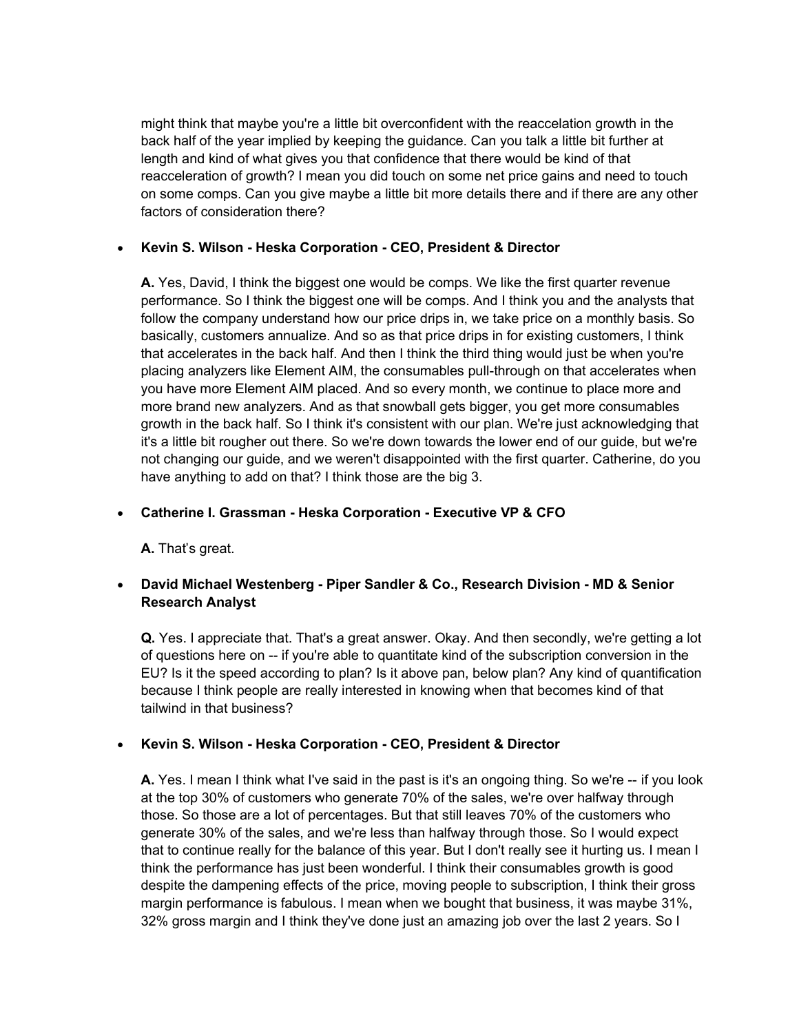might think that maybe you're a little bit overconfident with the reaccelation growth in the back half of the year implied by keeping the guidance. Can you talk a little bit further at length and kind of what gives you that confidence that there would be kind of that reacceleration of growth? I mean you did touch on some net price gains and need to touch on some comps. Can you give maybe a little bit more details there and if there are any other factors of consideration there?

- **Kevin S. Wilson - Heska Corporation - CEO, President & Director**

  **A.** Yes, David, I think the biggest one would be comps. We like the first quarter revenue performance. So I think the biggest one will be comps. And I think you and the analysts that follow the company understand how our price drips in, we take price on a monthly basis. So basically, customers annualize. And so as that price drips in for existing customers, I think that accelerates in the back half. And then I think the third thing would just be when you're placing analyzers like Element AIM, the consumables pull-through on that accelerates when you have more Element AIM placed. And so every month, we continue to place more and more brand new analyzers. And as that snowball gets bigger, you get more consumables growth in the back half. So I think it's consistent with our plan. We're just acknowledging that it's a little bit rougher out there. So we're down towards the lower end of our guide, but we're not changing our guide, and we weren't disappointed with the first quarter. Catherine, do you have anything to add on that? I think those are the big 3.

- **Catherine I. Grassman - Heska Corporation - Executive VP & CFO**

  **A.** That's great.

- **David Michael Westenberg - Piper Sandler & Co., Research Division - MD & Senior Research Analyst**

  **Q.** Yes. I appreciate that. That's a great answer. Okay. And then secondly, we're getting a lot of questions here on -- if you're able to quantitate kind of the subscription conversion in the EU? Is it the speed according to plan? Is it above pan, below plan? Any kind of quantification because I think people are really interested in knowing when that becomes kind of that tailwind in that business?

- **Kevin S. Wilson - Heska Corporation - CEO, President & Director**

  **A.** Yes. I mean I think what I've said in the past is it's an ongoing thing. So we're -- if you look at the top 30% of customers who generate 70% of the sales, we're over halfway through those. So those are a lot of percentages. But that still leaves 70% of the customers who generate 30% of the sales, and we're less than halfway through those. So I would expect that to continue really for the balance of this year. But I don't really see it hurting us. I mean I think the performance has just been wonderful. I think their consumables growth is good despite the dampening effects of the price, moving people to subscription, I think their gross margin performance is fabulous. I mean when we bought that business, it was maybe 31%, 32% gross margin and I think they've done just an amazing job over the last 2 years. So I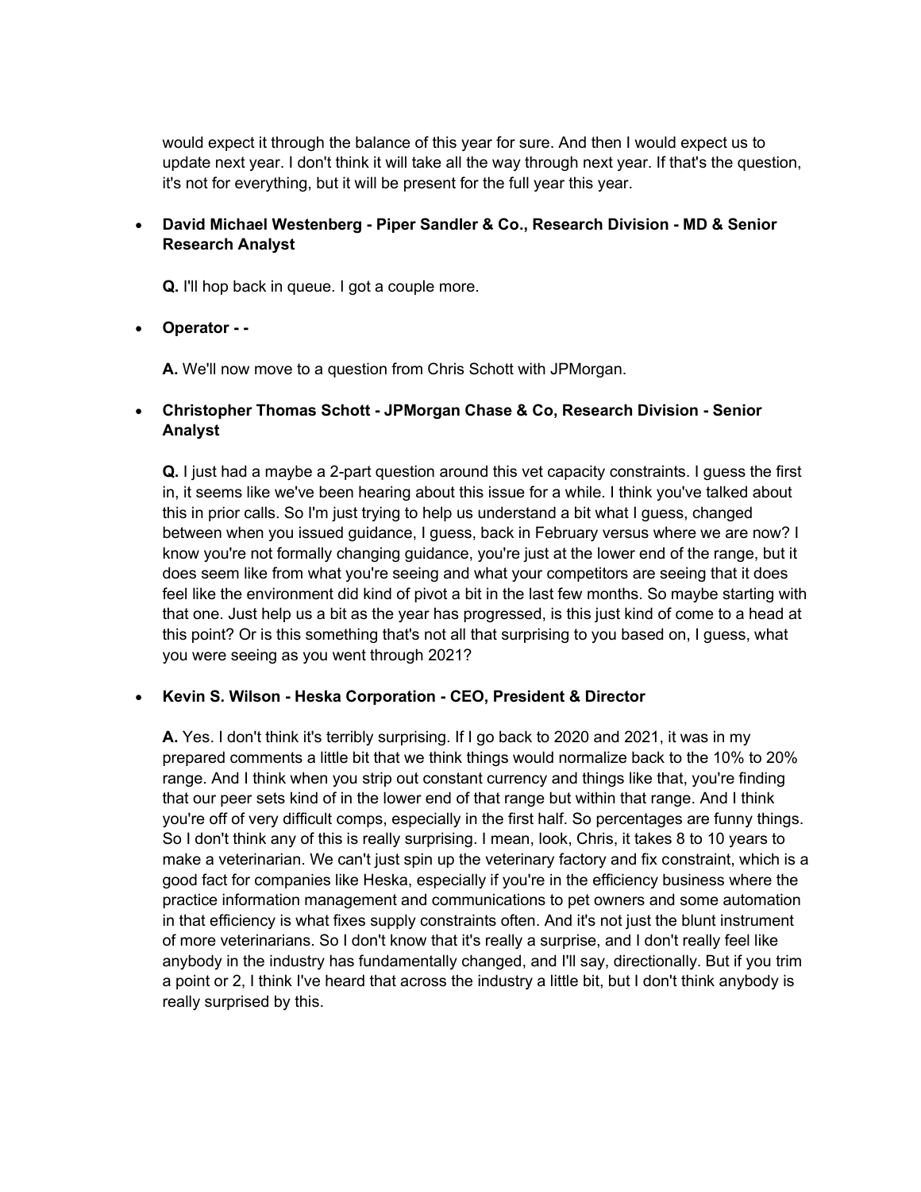would expect it through the balance of this year for sure. And then I would expect us to update next year. I don't think it will take all the way through next year. If that's the question, it's not for everything, but it will be present for the full year this year.

- **David Michael Westenberg - Piper Sandler & Co., Research Division - MD & Senior Research Analyst**

  **Q.** I'll hop back in queue. I got a couple more.

- **Operator - -**

  **A.** We'll now move to a question from Chris Schott with JPMorgan.

- **Christopher Thomas Schott - JPMorgan Chase & Co, Research Division - Senior Analyst**

  **Q.** I just had a maybe a 2-part question around this vet capacity constraints. I guess the first in, it seems like we've been hearing about this issue for a while. I think you've talked about this in prior calls. So I'm just trying to help us understand a bit what I guess, changed between when you issued guidance, I guess, back in February versus where we are now? I know you're not formally changing guidance, you're just at the lower end of the range, but it does seem like from what you're seeing and what your competitors are seeing that it does feel like the environment did kind of pivot a bit in the last few months. So maybe starting with that one. Just help us a bit as the year has progressed, is this just kind of come to a head at this point? Or is this something that's not all that surprising to you based on, I guess, what you were seeing as you went through 2021?

- **Kevin S. Wilson - Heska Corporation - CEO, President & Director**

  **A.** Yes. I don't think it's terribly surprising. If I go back to 2020 and 2021, it was in my prepared comments a little bit that we think things would normalize back to the 10% to 20% range. And I think when you strip out constant currency and things like that, you're finding that our peer sets kind of in the lower end of that range but within that range. And I think you're off of very difficult comps, especially in the first half. So percentages are funny things. So I don't think any of this is really surprising. I mean, look, Chris, it takes 8 to 10 years to make a veterinarian. We can't just spin up the veterinary factory and fix constraint, which is a good fact for companies like Heska, especially if you're in the efficiency business where the practice information management and communications to pet owners and some automation in that efficiency is what fixes supply constraints often. And it's not just the blunt instrument of more veterinarians. So I don't know that it's really a surprise, and I don't really feel like anybody in the industry has fundamentally changed, and I'll say, directionally. But if you trim a point or 2, I think I've heard that across the industry a little bit, but I don't think anybody is really surprised by this.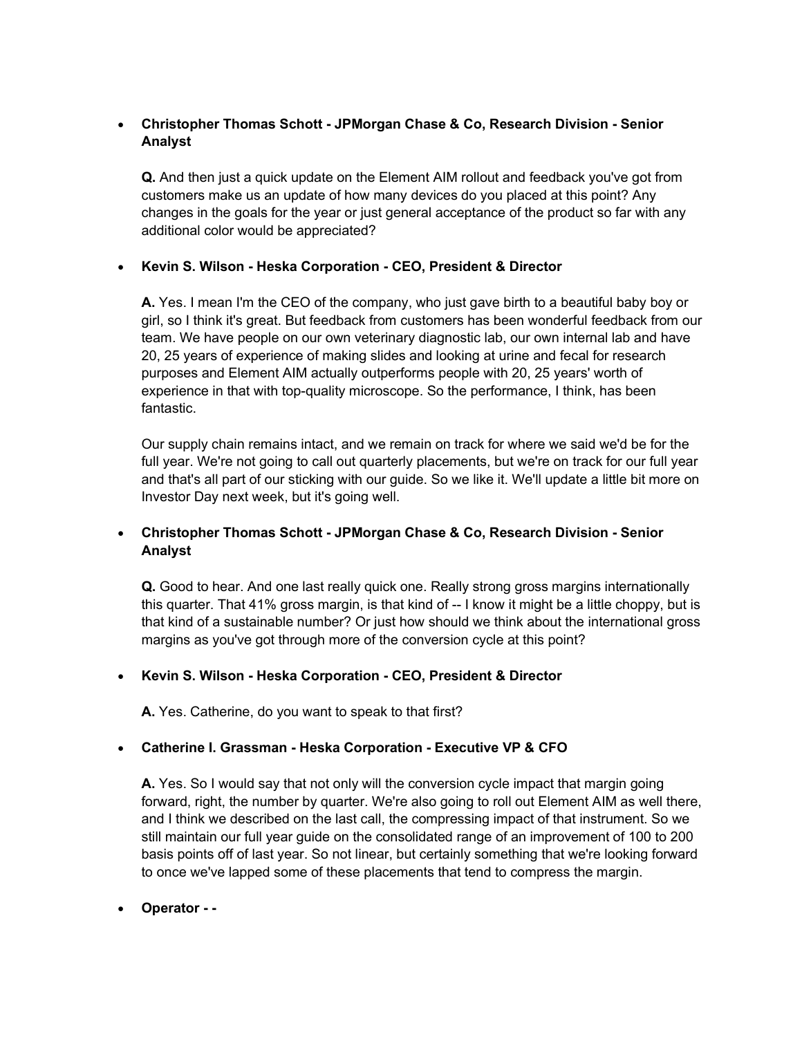- **Christopher Thomas Schott - JPMorgan Chase & Co, Research Division - Senior Analyst**

  **Q.** And then just a quick update on the Element AIM rollout and feedback you've got from customers make us an update of how many devices do you placed at this point? Any changes in the goals for the year or just general acceptance of the product so far with any additional color would be appreciated?

- **Kevin S. Wilson - Heska Corporation - CEO, President & Director**

  **A.** Yes. I mean I'm the CEO of the company, who just gave birth to a beautiful baby boy or girl, so I think it's great. But feedback from customers has been wonderful feedback from our team. We have people on our own veterinary diagnostic lab, our own internal lab and have 20, 25 years of experience of making slides and looking at urine and fecal for research purposes and Element AIM actually outperforms people with 20, 25 years' worth of experience in that with top-quality microscope. So the performance, I think, has been fantastic.

  Our supply chain remains intact, and we remain on track for where we said we'd be for the full year. We're not going to call out quarterly placements, but we're on track for our full year and that's all part of our sticking with our guide. So we like it. We'll update a little bit more on Investor Day next week, but it's going well.

- **Christopher Thomas Schott - JPMorgan Chase & Co, Research Division - Senior Analyst**

  **Q.** Good to hear. And one last really quick one. Really strong gross margins internationally this quarter. That 41% gross margin, is that kind of -- I know it might be a little choppy, but is that kind of a sustainable number? Or just how should we think about the international gross margins as you've got through more of the conversion cycle at this point?

- **Kevin S. Wilson - Heska Corporation - CEO, President & Director**

  **A.** Yes. Catherine, do you want to speak to that first?

- **Catherine I. Grassman - Heska Corporation - Executive VP & CFO**

  **A.** Yes. So I would say that not only will the conversion cycle impact that margin going forward, right, the number by quarter. We're also going to roll out Element AIM as well there, and I think we described on the last call, the compressing impact of that instrument. So we still maintain our full year guide on the consolidated range of an improvement of 100 to 200 basis points off of last year. So not linear, but certainly something that we're looking forward to once we've lapped some of these placements that tend to compress the margin.

- **Operator - -**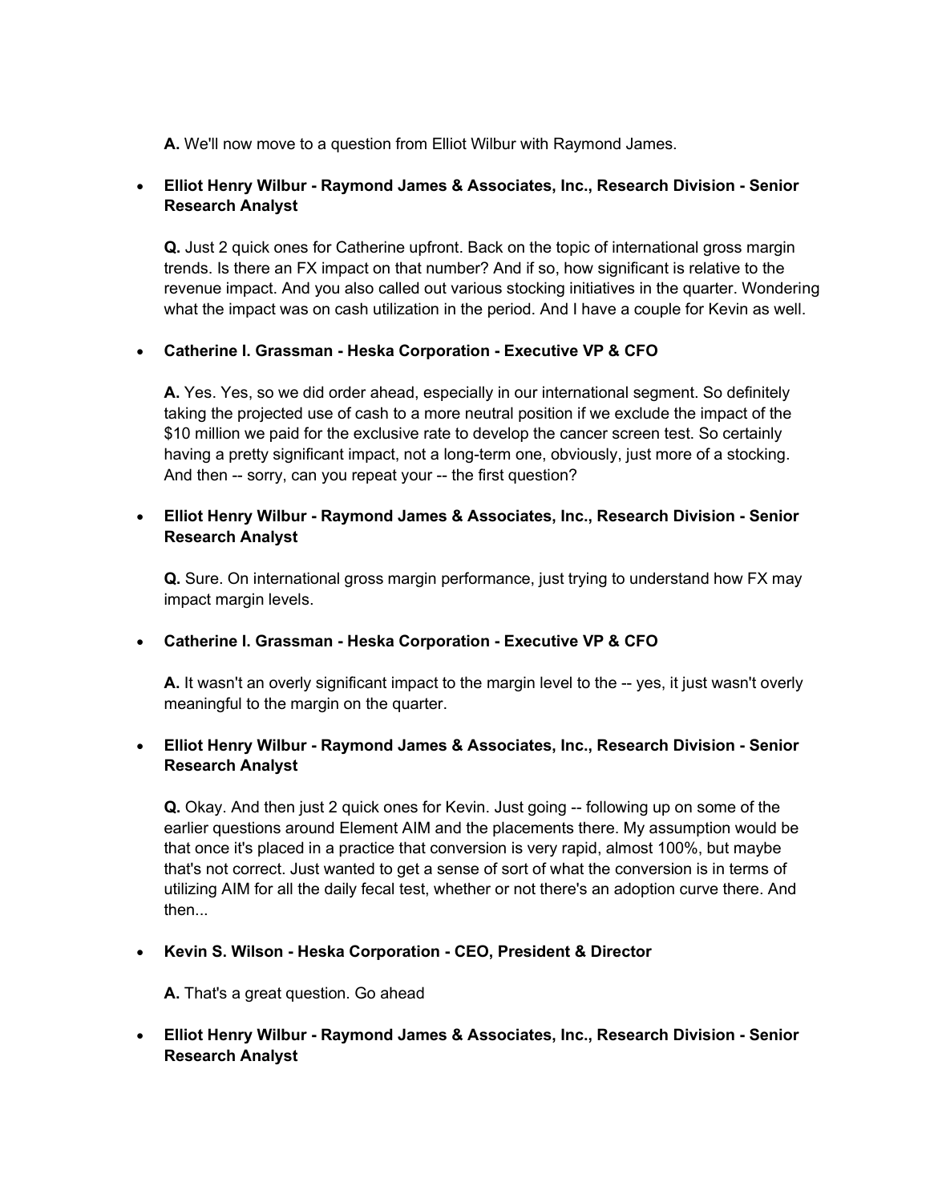**A.** We'll now move to a question from Elliot Wilbur with Raymond James.

- **Elliot Henry Wilbur - Raymond James & Associates, Inc., Research Division - Senior Research Analyst**

  **Q.** Just 2 quick ones for Catherine upfront. Back on the topic of international gross margin trends. Is there an FX impact on that number? And if so, how significant is relative to the revenue impact. And you also called out various stocking initiatives in the quarter. Wondering what the impact was on cash utilization in the period. And I have a couple for Kevin as well.

- **Catherine I. Grassman - Heska Corporation - Executive VP & CFO**

  **A.** Yes. Yes, so we did order ahead, especially in our international segment. So definitely taking the projected use of cash to a more neutral position if we exclude the impact of the $10 million we paid for the exclusive rate to develop the cancer screen test. So certainly having a pretty significant impact, not a long-term one, obviously, just more of a stocking. And then -- sorry, can you repeat your -- the first question?

- **Elliot Henry Wilbur - Raymond James & Associates, Inc., Research Division - Senior Research Analyst**

  **Q.** Sure. On international gross margin performance, just trying to understand how FX may impact margin levels.

- **Catherine I. Grassman - Heska Corporation - Executive VP & CFO**

  **A.** It wasn't an overly significant impact to the margin level to the -- yes, it just wasn't overly meaningful to the margin on the quarter.

- **Elliot Henry Wilbur - Raymond James & Associates, Inc., Research Division - Senior Research Analyst**

  **Q.** Okay. And then just 2 quick ones for Kevin. Just going -- following up on some of the earlier questions around Element AIM and the placements there. My assumption would be that once it's placed in a practice that conversion is very rapid, almost 100%, but maybe that's not correct. Just wanted to get a sense of sort of what the conversion is in terms of utilizing AIM for all the daily fecal test, whether or not there's an adoption curve there. And then...

- **Kevin S. Wilson - Heska Corporation - CEO, President & Director**

  **A.** That's a great question. Go ahead

- **Elliot Henry Wilbur - Raymond James & Associates, Inc., Research Division - Senior Research Analyst**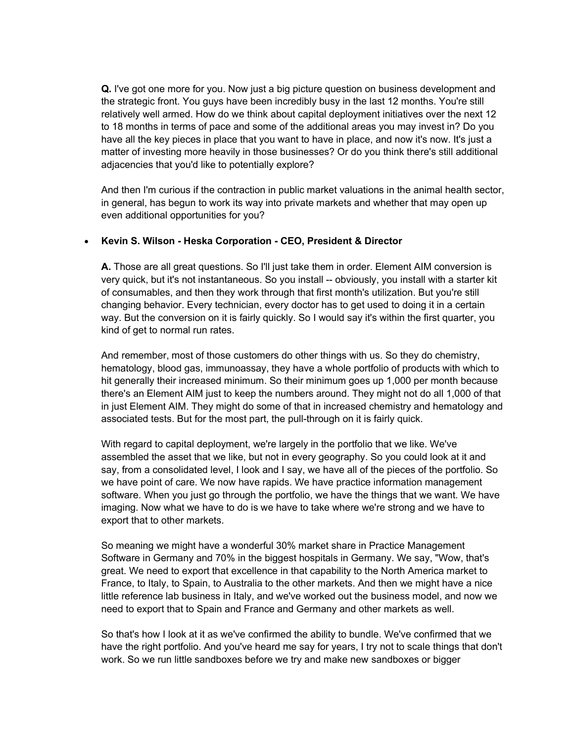**Q.** I've got one more for you. Now just a big picture question on business development and the strategic front. You guys have been incredibly busy in the last 12 months. You're still relatively well armed. How do we think about capital deployment initiatives over the next 12 to 18 months in terms of pace and some of the additional areas you may invest in? Do you have all the key pieces in place that you want to have in place, and now it's now. It's just a matter of investing more heavily in those businesses? Or do you think there's still additional adjacencies that you'd like to potentially explore?

And then I'm curious if the contraction in public market valuations in the animal health sector, in general, has begun to work its way into private markets and whether that may open up even additional opportunities for you?

- **Kevin S. Wilson - Heska Corporation - CEO, President & Director**

  **A.** Those are all great questions. So I'll just take them in order. Element AIM conversion is very quick, but it's not instantaneous. So you install -- obviously, you install with a starter kit of consumables, and then they work through that first month's utilization. But you're still changing behavior. Every technician, every doctor has to get used to doing it in a certain way. But the conversion on it is fairly quickly. So I would say it's within the first quarter, you kind of get to normal run rates.

  And remember, most of those customers do other things with us. So they do chemistry, hematology, blood gas, immunoassay, they have a whole portfolio of products with which to hit generally their increased minimum. So their minimum goes up 1,000 per month because there's an Element AIM just to keep the numbers around. They might not do all 1,000 of that in just Element AIM. They might do some of that in increased chemistry and hematology and associated tests. But for the most part, the pull-through on it is fairly quick.

  With regard to capital deployment, we're largely in the portfolio that we like. We've assembled the asset that we like, but not in every geography. So you could look at it and say, from a consolidated level, I look and I say, we have all of the pieces of the portfolio. So we have point of care. We now have rapids. We have practice information management software. When you just go through the portfolio, we have the things that we want. We have imaging. Now what we have to do is we have to take where we're strong and we have to export that to other markets.

  So meaning we might have a wonderful 30% market share in Practice Management Software in Germany and 70% in the biggest hospitals in Germany. We say, "Wow, that's great. We need to export that excellence in that capability to the North America market to France, to Italy, to Spain, to Australia to the other markets. And then we might have a nice little reference lab business in Italy, and we've worked out the business model, and now we need to export that to Spain and France and Germany and other markets as well.

  So that's how I look at it as we've confirmed the ability to bundle. We've confirmed that we have the right portfolio. And you've heard me say for years, I try not to scale things that don't work. So we run little sandboxes before we try and make new sandboxes or bigger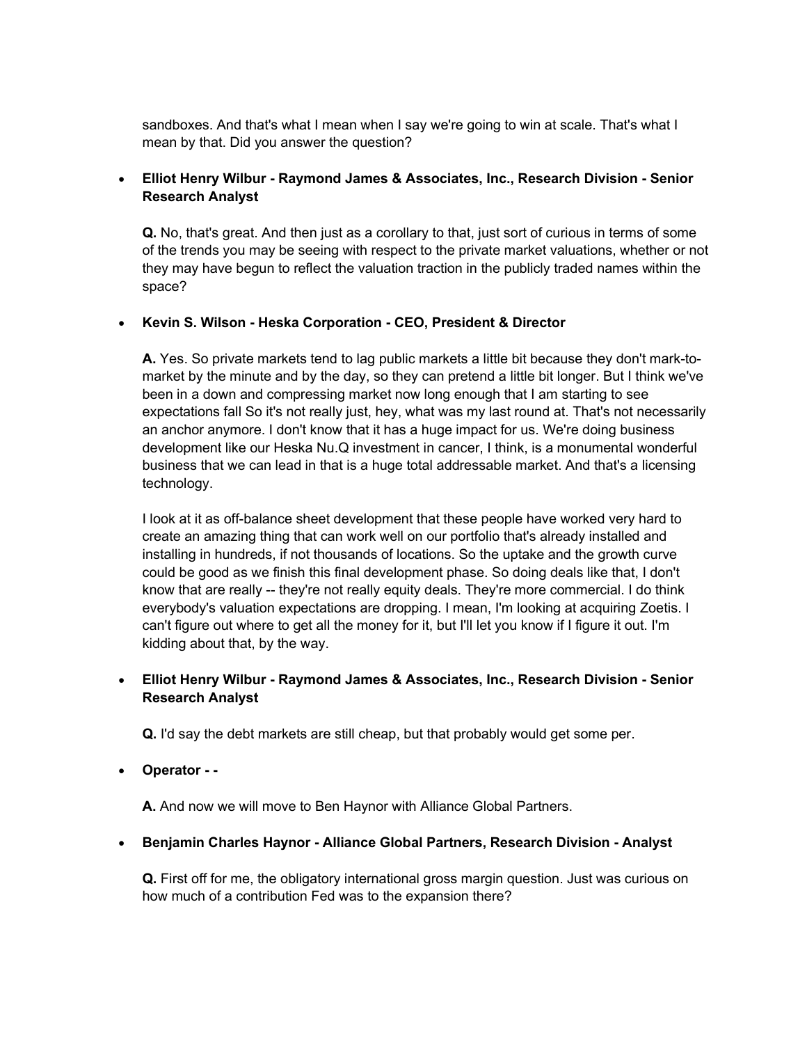sandboxes. And that's what I mean when I say we're going to win at scale. That's what I mean by that. Did you answer the question?

- **Elliot Henry Wilbur - Raymond James & Associates, Inc., Research Division - Senior Research Analyst**

  **Q.** No, that's great. And then just as a corollary to that, just sort of curious in terms of some of the trends you may be seeing with respect to the private market valuations, whether or not they may have begun to reflect the valuation traction in the publicly traded names within the space?

- **Kevin S. Wilson - Heska Corporation - CEO, President & Director**

  **A.** Yes. So private markets tend to lag public markets a little bit because they don't mark-to-market by the minute and by the day, so they can pretend a little bit longer. But I think we've been in a down and compressing market now long enough that I am starting to see expectations fall So it's not really just, hey, what was my last round at. That's not necessarily an anchor anymore. I don't know that it has a huge impact for us. We're doing business development like our Heska Nu.Q investment in cancer, I think, is a monumental wonderful business that we can lead in that is a huge total addressable market. And that's a licensing technology.

  I look at it as off-balance sheet development that these people have worked very hard to create an amazing thing that can work well on our portfolio that's already installed and installing in hundreds, if not thousands of locations. So the uptake and the growth curve could be good as we finish this final development phase. So doing deals like that, I don't know that are really -- they're not really equity deals. They're more commercial. I do think everybody's valuation expectations are dropping. I mean, I'm looking at acquiring Zoetis. I can't figure out where to get all the money for it, but I'll let you know if I figure it out. I'm kidding about that, by the way.

- **Elliot Henry Wilbur - Raymond James & Associates, Inc., Research Division - Senior Research Analyst**

  **Q.** I'd say the debt markets are still cheap, but that probably would get some per.

- **Operator - -**

  **A.** And now we will move to Ben Haynor with Alliance Global Partners.

- **Benjamin Charles Haynor - Alliance Global Partners, Research Division - Analyst**

  **Q.** First off for me, the obligatory international gross margin question. Just was curious on how much of a contribution Fed was to the expansion there?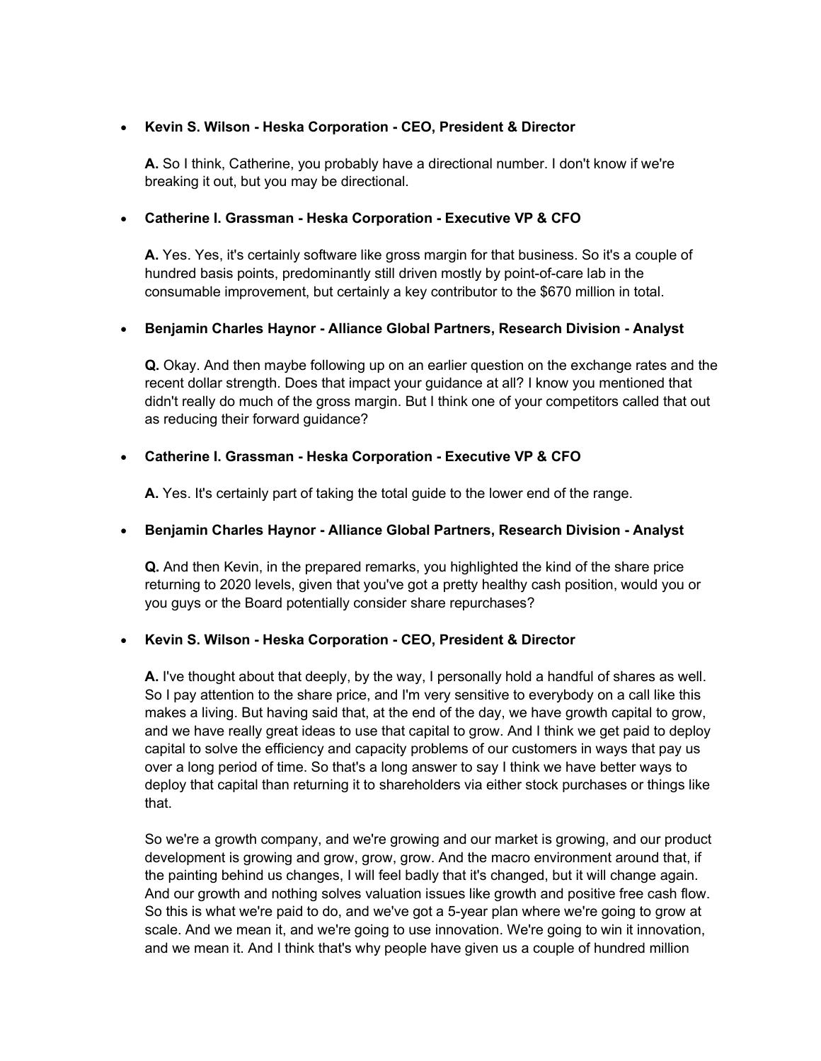- **Kevin S. Wilson - Heska Corporation - CEO, President & Director**

  **A.** So I think, Catherine, you probably have a directional number. I don't know if we're breaking it out, but you may be directional.

- **Catherine I. Grassman - Heska Corporation - Executive VP & CFO**

  **A.** Yes. Yes, it's certainly software like gross margin for that business. So it's a couple of hundred basis points, predominantly still driven mostly by point-of-care lab in the consumable improvement, but certainly a key contributor to the $670 million in total.

- **Benjamin Charles Haynor - Alliance Global Partners, Research Division - Analyst**

  **Q.** Okay. And then maybe following up on an earlier question on the exchange rates and the recent dollar strength. Does that impact your guidance at all? I know you mentioned that didn't really do much of the gross margin. But I think one of your competitors called that out as reducing their forward guidance?

- **Catherine I. Grassman - Heska Corporation - Executive VP & CFO**

  **A.** Yes. It's certainly part of taking the total guide to the lower end of the range.

- **Benjamin Charles Haynor - Alliance Global Partners, Research Division - Analyst**

  **Q.** And then Kevin, in the prepared remarks, you highlighted the kind of the share price returning to 2020 levels, given that you've got a pretty healthy cash position, would you or you guys or the Board potentially consider share repurchases?

- **Kevin S. Wilson - Heska Corporation - CEO, President & Director**

  **A.** I've thought about that deeply, by the way, I personally hold a handful of shares as well. So I pay attention to the share price, and I'm very sensitive to everybody on a call like this makes a living. But having said that, at the end of the day, we have growth capital to grow, and we have really great ideas to use that capital to grow. And I think we get paid to deploy capital to solve the efficiency and capacity problems of our customers in ways that pay us over a long period of time. So that's a long answer to say I think we have better ways to deploy that capital than returning it to shareholders via either stock purchases or things like that.

  So we're a growth company, and we're growing and our market is growing, and our product development is growing and grow, grow, grow. And the macro environment around that, if the painting behind us changes, I will feel badly that it's changed, but it will change again. And our growth and nothing solves valuation issues like growth and positive free cash flow. So this is what we're paid to do, and we've got a 5-year plan where we're going to grow at scale. And we mean it, and we're going to use innovation. We're going to win it innovation, and we mean it. And I think that's why people have given us a couple of hundred million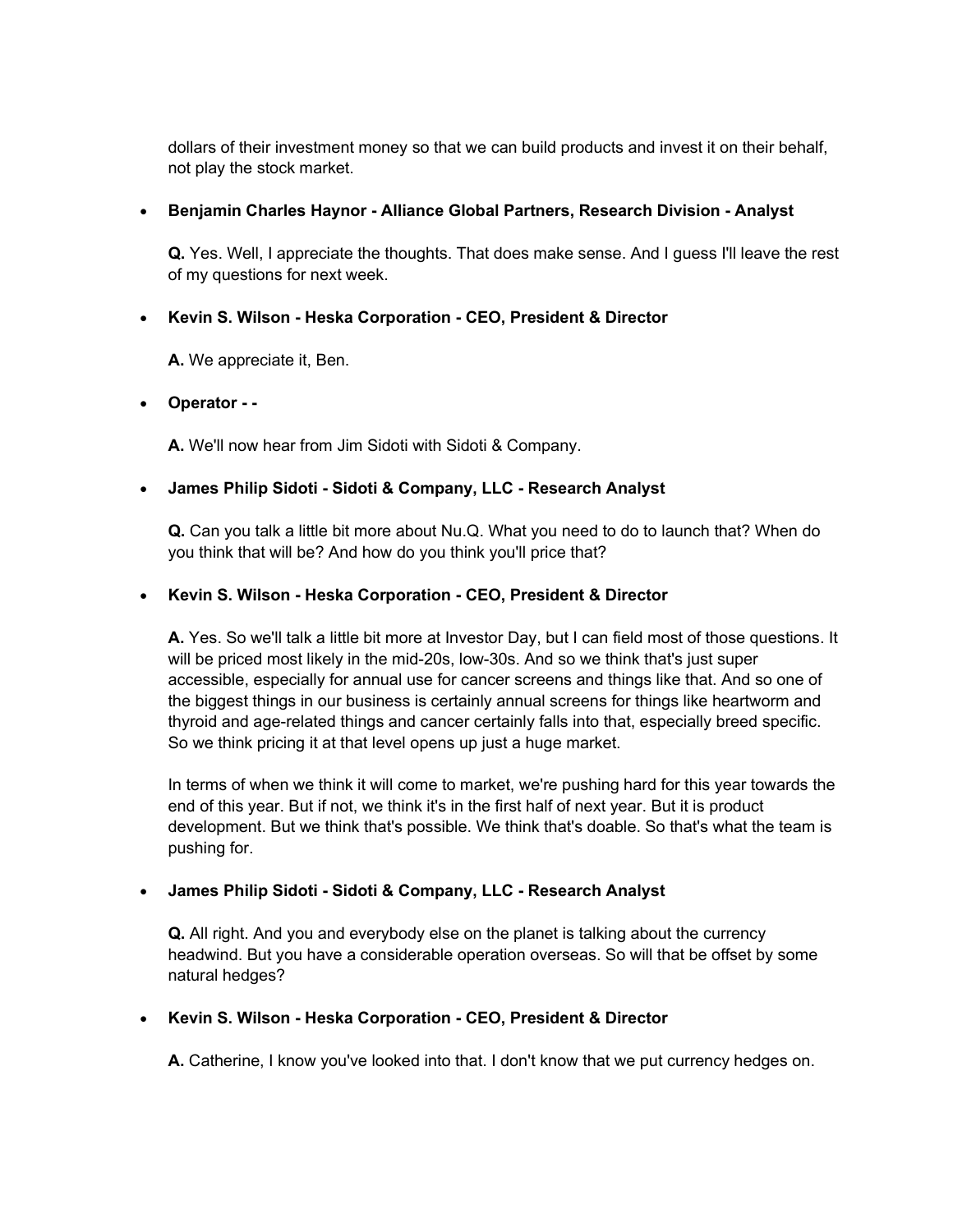dollars of their investment money so that we can build products and invest it on their behalf, not play the stock market.

- **Benjamin Charles Haynor - Alliance Global Partners, Research Division - Analyst**

  **Q.** Yes. Well, I appreciate the thoughts. That does make sense. And I guess I'll leave the rest of my questions for next week.

- **Kevin S. Wilson - Heska Corporation - CEO, President & Director**

  **A.** We appreciate it, Ben.

- **Operator - -**

  **A.** We'll now hear from Jim Sidoti with Sidoti & Company.

- **James Philip Sidoti - Sidoti & Company, LLC - Research Analyst**

  **Q.** Can you talk a little bit more about Nu.Q. What you need to do to launch that? When do you think that will be? And how do you think you'll price that?

- **Kevin S. Wilson - Heska Corporation - CEO, President & Director**

  **A.** Yes. So we'll talk a little bit more at Investor Day, but I can field most of those questions. It will be priced most likely in the mid-20s, low-30s. And so we think that's just super accessible, especially for annual use for cancer screens and things like that. And so one of the biggest things in our business is certainly annual screens for things like heartworm and thyroid and age-related things and cancer certainly falls into that, especially breed specific. So we think pricing it at that level opens up just a huge market.

  In terms of when we think it will come to market, we're pushing hard for this year towards the end of this year. But if not, we think it's in the first half of next year. But it is product development. But we think that's possible. We think that's doable. So that's what the team is pushing for.

- **James Philip Sidoti - Sidoti & Company, LLC - Research Analyst**

  **Q.** All right. And you and everybody else on the planet is talking about the currency headwind. But you have a considerable operation overseas. So will that be offset by some natural hedges?

- **Kevin S. Wilson - Heska Corporation - CEO, President & Director**

  **A.** Catherine, I know you've looked into that. I don't know that we put currency hedges on.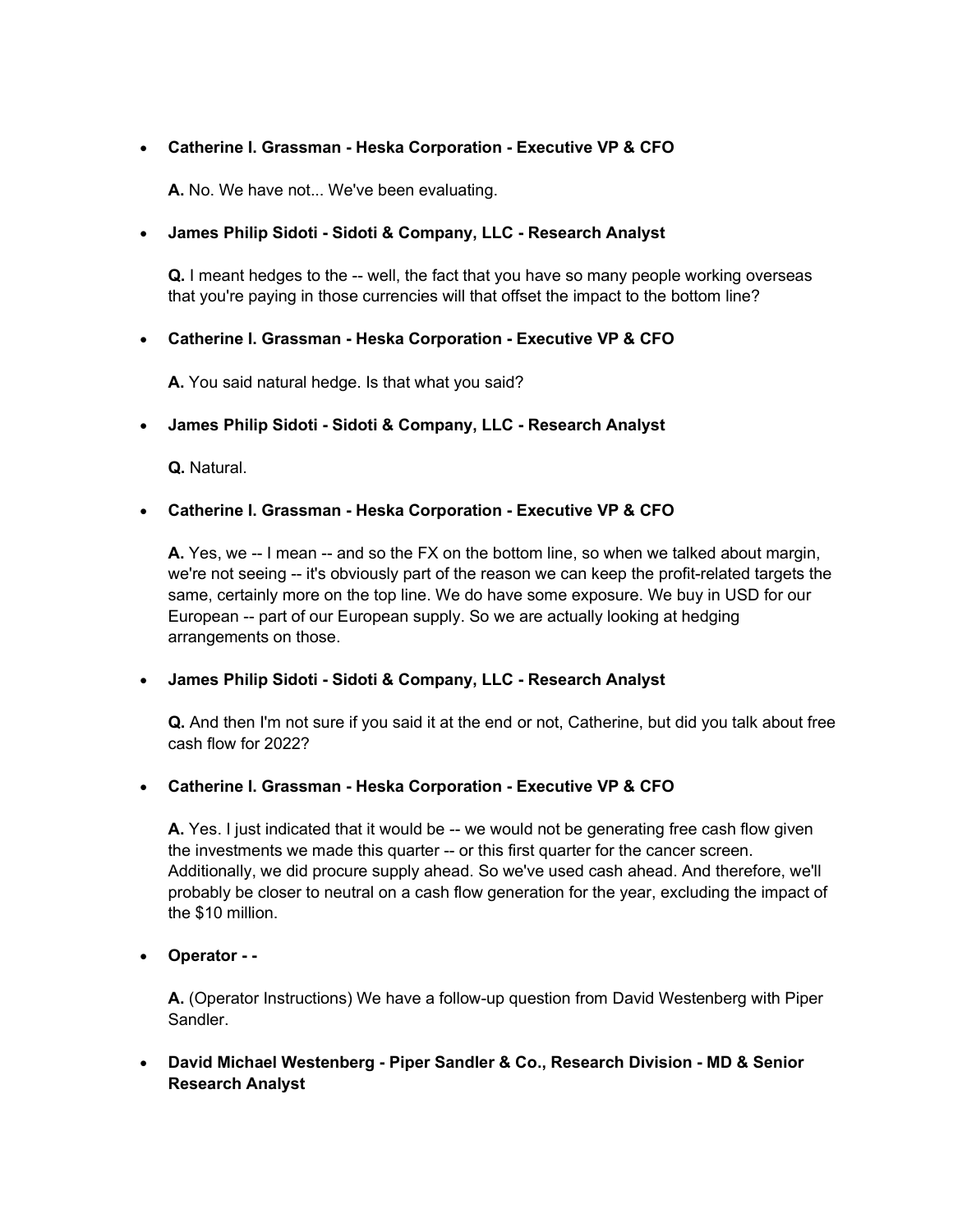- **Catherine I. Grassman - Heska Corporation - Executive VP & CFO**

  **A.** No. We have not... We've been evaluating.

- **James Philip Sidoti - Sidoti & Company, LLC - Research Analyst**

  **Q.** I meant hedges to the -- well, the fact that you have so many people working overseas that you're paying in those currencies will that offset the impact to the bottom line?

- **Catherine I. Grassman - Heska Corporation - Executive VP & CFO**

  **A.** You said natural hedge. Is that what you said?

- **James Philip Sidoti - Sidoti & Company, LLC - Research Analyst**

  **Q.** Natural.

- **Catherine I. Grassman - Heska Corporation - Executive VP & CFO**

  **A.** Yes, we -- I mean -- and so the FX on the bottom line, so when we talked about margin, we're not seeing -- it's obviously part of the reason we can keep the profit-related targets the same, certainly more on the top line. We do have some exposure. We buy in USD for our European -- part of our European supply. So we are actually looking at hedging arrangements on those.

- **James Philip Sidoti - Sidoti & Company, LLC - Research Analyst**

  **Q.** And then I'm not sure if you said it at the end or not, Catherine, but did you talk about free cash flow for 2022?

- **Catherine I. Grassman - Heska Corporation - Executive VP & CFO**

  **A.** Yes. I just indicated that it would be -- we would not be generating free cash flow given the investments we made this quarter -- or this first quarter for the cancer screen. Additionally, we did procure supply ahead. So we've used cash ahead. And therefore, we'll probably be closer to neutral on a cash flow generation for the year, excluding the impact of the $10 million.

- **Operator - -**

  **A.** (Operator Instructions) We have a follow-up question from David Westenberg with Piper Sandler.

- **David Michael Westenberg - Piper Sandler & Co., Research Division - MD & Senior Research Analyst**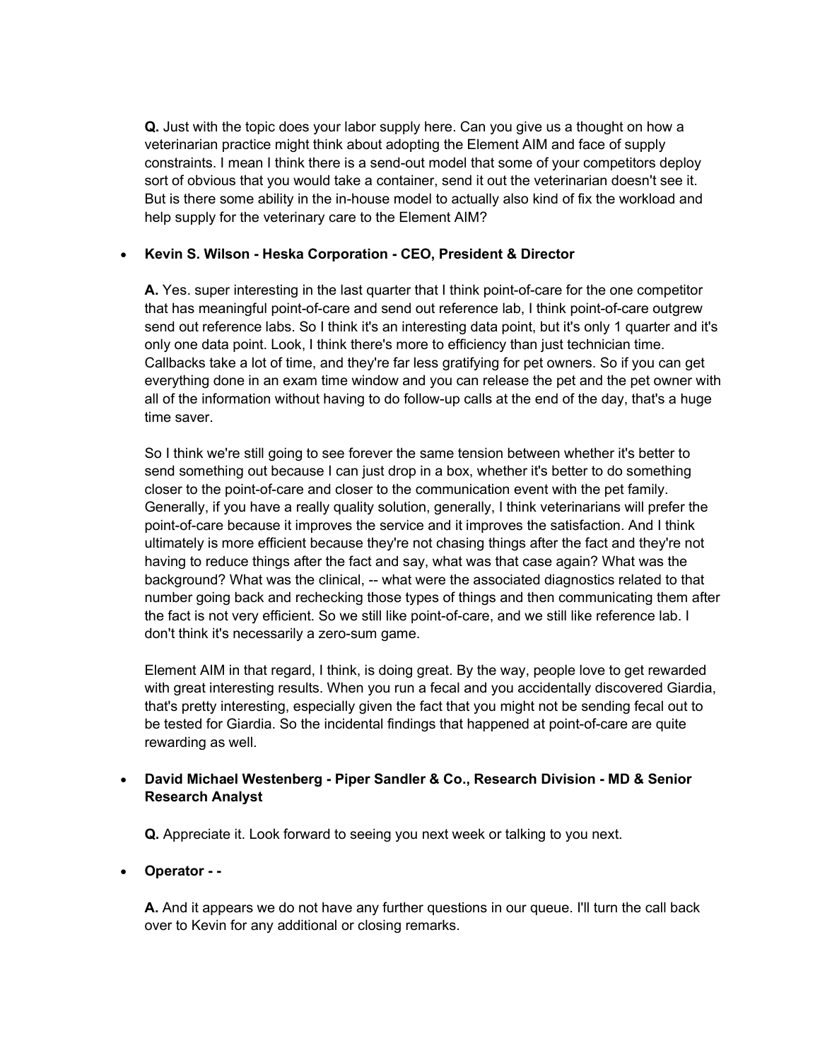**Q.** Just with the topic does your labor supply here. Can you give us a thought on how a veterinarian practice might think about adopting the Element AIM and face of supply constraints. I mean I think there is a send-out model that some of your competitors deploy sort of obvious that you would take a container, send it out the veterinarian doesn't see it. But is there some ability in the in-house model to actually also kind of fix the workload and help supply for the veterinary care to the Element AIM?

- **Kevin S. Wilson - Heska Corporation - CEO, President & Director**

  **A.** Yes. super interesting in the last quarter that I think point-of-care for the one competitor that has meaningful point-of-care and send out reference lab, I think point-of-care outgrew send out reference labs. So I think it's an interesting data point, but it's only 1 quarter and it's only one data point. Look, I think there's more to efficiency than just technician time. Callbacks take a lot of time, and they're far less gratifying for pet owners. So if you can get everything done in an exam time window and you can release the pet and the pet owner with all of the information without having to do follow-up calls at the end of the day, that's a huge time saver.

  So I think we're still going to see forever the same tension between whether it's better to send something out because I can just drop in a box, whether it's better to do something closer to the point-of-care and closer to the communication event with the pet family. Generally, if you have a really quality solution, generally, I think veterinarians will prefer the point-of-care because it improves the service and it improves the satisfaction. And I think ultimately is more efficient because they're not chasing things after the fact and they're not having to reduce things after the fact and say, what was that case again? What was the background? What was the clinical, -- what were the associated diagnostics related to that number going back and rechecking those types of things and then communicating them after the fact is not very efficient. So we still like point-of-care, and we still like reference lab. I don't think it's necessarily a zero-sum game.

  Element AIM in that regard, I think, is doing great. By the way, people love to get rewarded with great interesting results. When you run a fecal and you accidentally discovered Giardia, that's pretty interesting, especially given the fact that you might not be sending fecal out to be tested for Giardia. So the incidental findings that happened at point-of-care are quite rewarding as well.

- **David Michael Westenberg - Piper Sandler & Co., Research Division - MD & Senior Research Analyst**

  **Q.** Appreciate it. Look forward to seeing you next week or talking to you next.

- **Operator - -**

  **A.** And it appears we do not have any further questions in our queue. I'll turn the call back over to Kevin for any additional or closing remarks.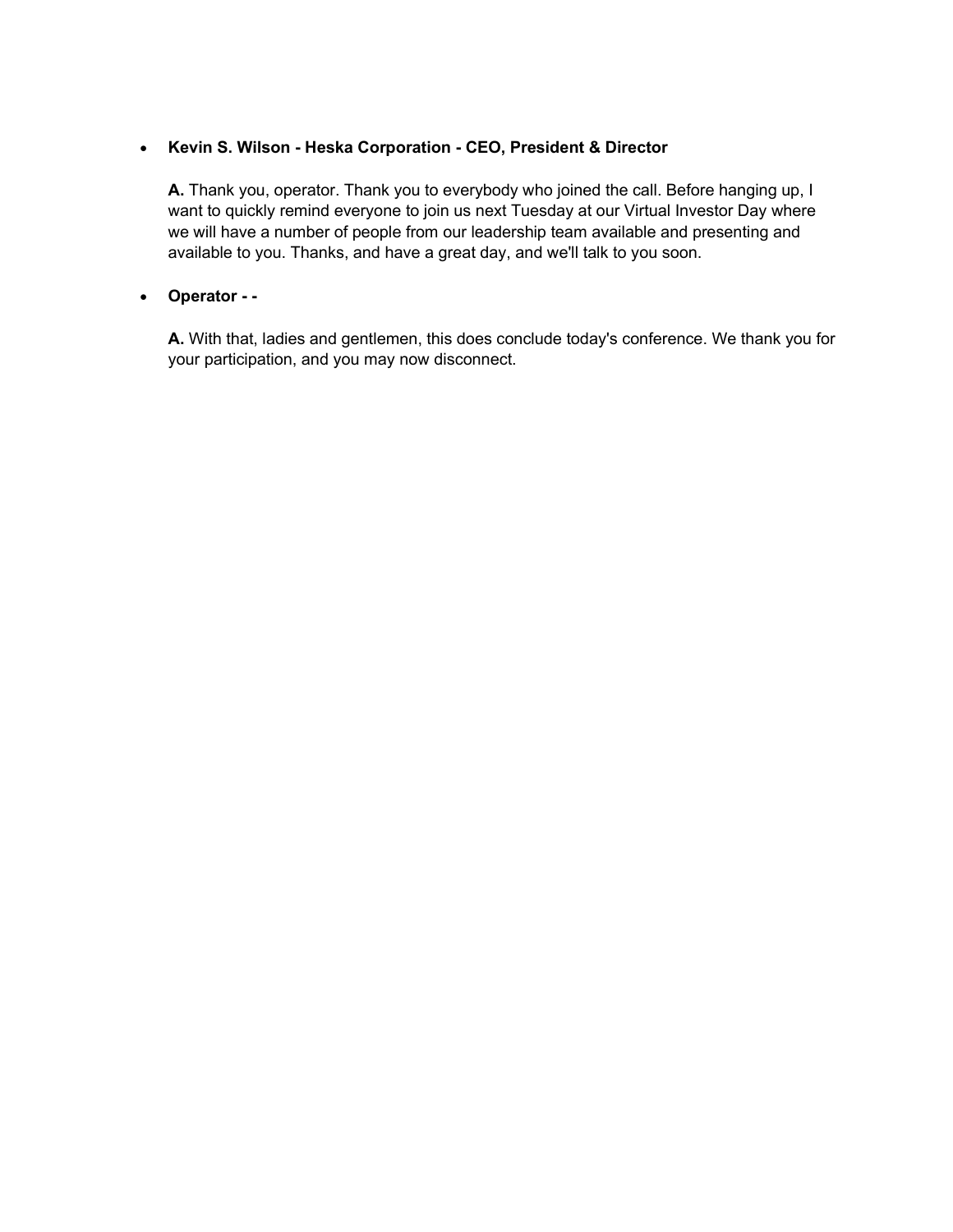- **Kevin S. Wilson - Heska Corporation - CEO, President & Director**

  **A.** Thank you, operator. Thank you to everybody who joined the call. Before hanging up, I want to quickly remind everyone to join us next Tuesday at our Virtual Investor Day where we will have a number of people from our leadership team available and presenting and available to you. Thanks, and have a great day, and we'll talk to you soon.

- **Operator - -**

  **A.** With that, ladies and gentlemen, this does conclude today's conference. We thank you for your participation, and you may now disconnect.